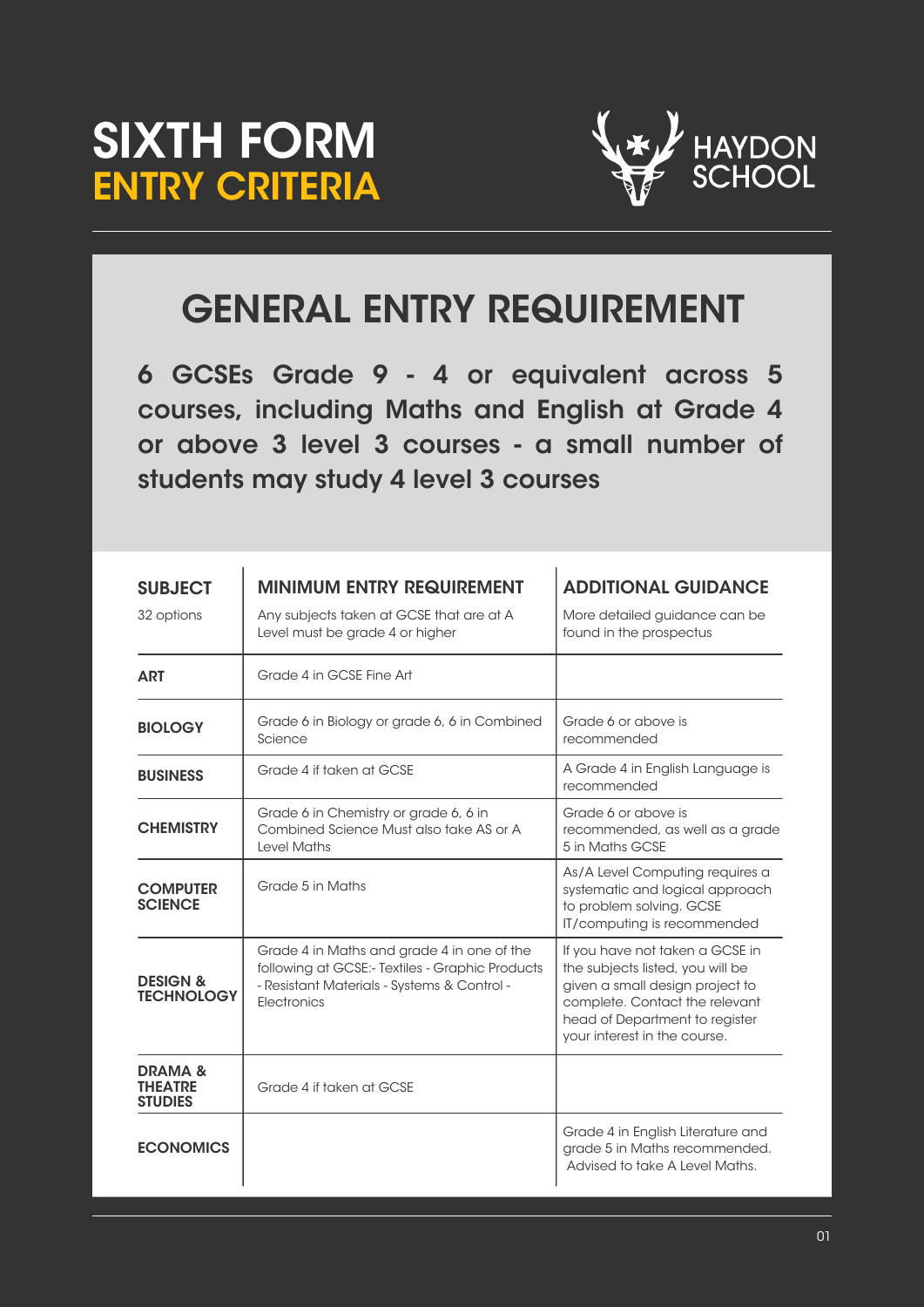# SIXTH FORM ENTRY CRITERIA

HAYDON SCHOOL

## GENERAL ENTRY REQUIREMENT

**6 GCSEs Grade 9 - 4 or equivalent across 5 courses, including Maths and English at Grade 4 or above 3 level 3 courses - a small number of students may study 4 level 3 courses**

| SUBJECT<br>32 options | MINIMUM ENTRY REQUIREMENT<br>Any subjects taken at GCSE that are at A Level must be grade 4 or higher | ADDITIONAL GUIDANCE<br>More detailed guidance can be found in the prospectus |
|---|---|---|
| **ART** | Grade 4 in GCSE Fine Art | |
| **BIOLOGY** | Grade 6 in Biology or grade 6, 6 in Combined Science | Grade 6 or above is recommended |
| **BUSINESS** | Grade 4 if taken at GCSE | A Grade 4 in English Language is recommended |
| **CHEMISTRY** | Grade 6 in Chemistry or grade 6, 6 in Combined Science Must also take AS or A Level Maths | Grade 6 or above is recommended, as well as a grade 5 in Maths GCSE |
| **COMPUTER SCIENCE** | Grade 5 in Maths | As/A Level Computing requires a systematic and logical approach to problem solving. GCSE IT/computing is recommended |
| **DESIGN & TECHNOLOGY** | Grade 4 in Maths and grade 4 in one of the following at GCSE:- Textiles - Graphic Products - Resistant Materials - Systems & Control - Electronics | If you have not taken a GCSE in the subjects listed, you will be given a small design project to complete. Contact the relevant head of Department to register your interest in the course. |
| **DRAMA & THEATRE STUDIES** | Grade 4 if taken at GCSE | |
| **ECONOMICS** | | Grade 4 in English Literature and grade 5 in Maths recommended. Advised to take A Level Maths. |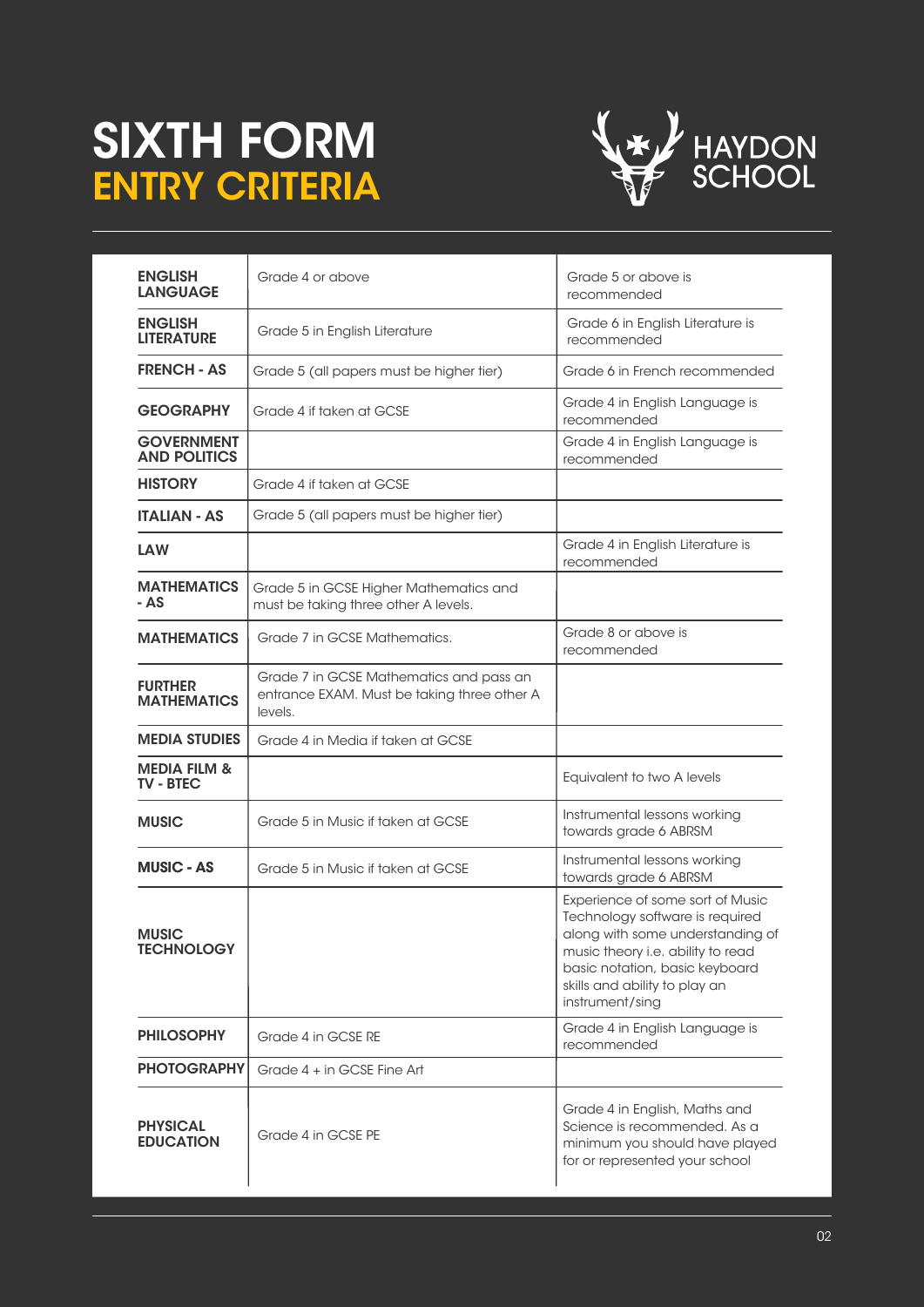# SIXTH FORM
## ENTRY CRITERIA

HAYDON SCHOOL

| | | |
|---|---|---|
| **ENGLISH LANGUAGE** | Grade 4 or above | Grade 5 or above is recommended |
| **ENGLISH LITERATURE** | Grade 5 in English Literature | Grade 6 in English Literature is recommended |
| **FRENCH - AS** | Grade 5 (all papers must be higher tier) | Grade 6 in French recommended |
| **GEOGRAPHY** | Grade 4 if taken at GCSE | Grade 4 in English Language is recommended |
| **GOVERNMENT AND POLITICS** | | Grade 4 in English Language is recommended |
| **HISTORY** | Grade 4 if taken at GCSE | |
| **ITALIAN - AS** | Grade 5 (all papers must be higher tier) | |
| **LAW** | | Grade 4 in English Literature is recommended |
| **MATHEMATICS - AS** | Grade 5 in GCSE Higher Mathematics and must be taking three other A levels. | |
| **MATHEMATICS** | Grade 7 in GCSE Mathematics. | Grade 8 or above is recommended |
| **FURTHER MATHEMATICS** | Grade 7 in GCSE Mathematics and pass an entrance EXAM. Must be taking three other A levels. | |
| **MEDIA STUDIES** | Grade 4 in Media if taken at GCSE | |
| **MEDIA FILM & TV - BTEC** | | Equivalent to two A levels |
| **MUSIC** | Grade 5 in Music if taken at GCSE | Instrumental lessons working towards grade 6 ABRSM |
| **MUSIC - AS** | Grade 5 in Music if taken at GCSE | Instrumental lessons working towards grade 6 ABRSM |
| **MUSIC TECHNOLOGY** | | Experience of some sort of Music Technology software is required along with some understanding of music theory i.e. ability to read basic notation, basic keyboard skills and ability to play an instrument/sing |
| **PHILOSOPHY** | Grade 4 in GCSE RE | Grade 4 in English Language is recommended |
| **PHOTOGRAPHY** | Grade 4 + in GCSE Fine Art | |
| **PHYSICAL EDUCATION** | Grade 4 in GCSE PE | Grade 4 in English, Maths and Science is recommended. As a minimum you should have played for or represented your school |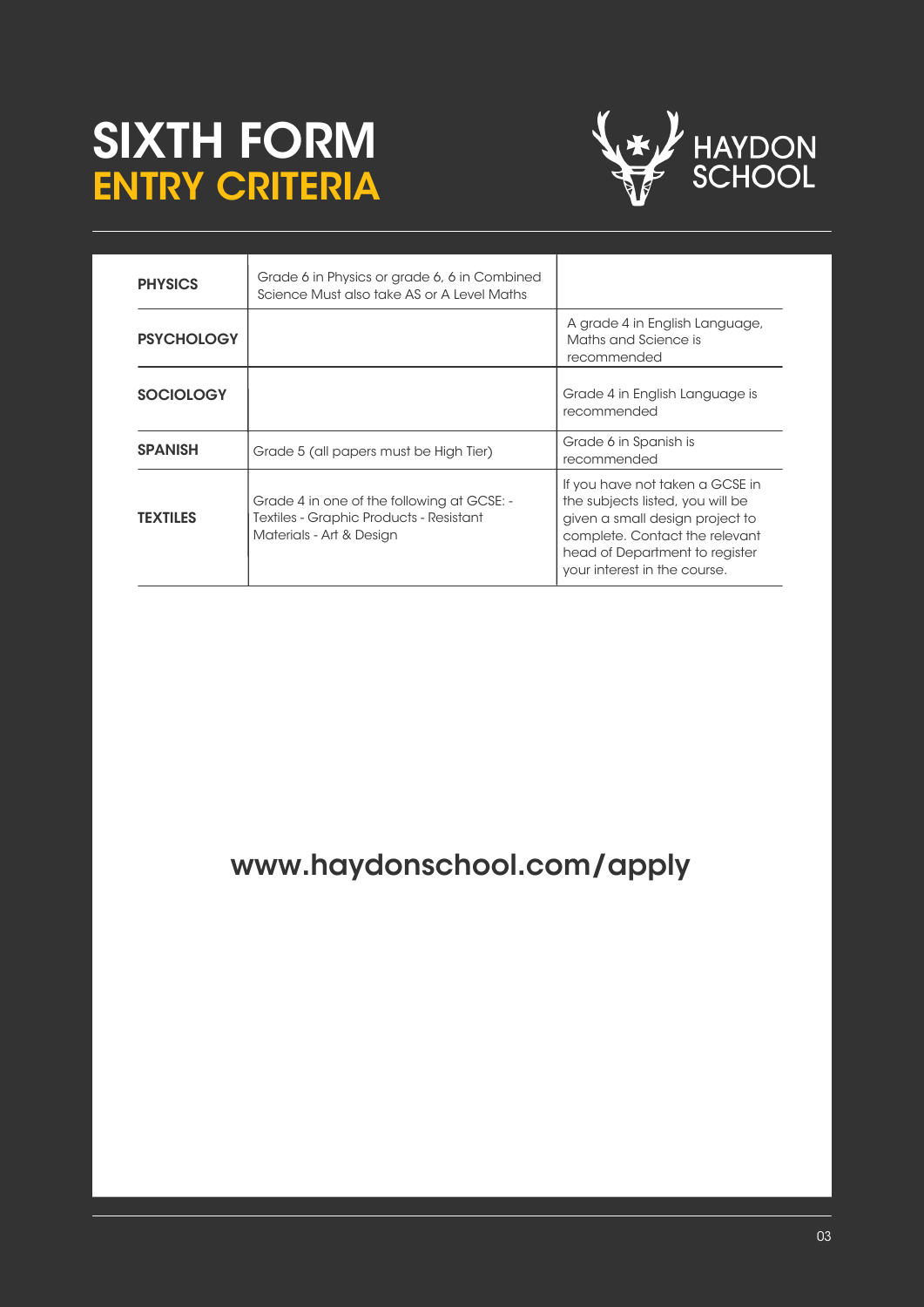# SIXTH FORM
## ENTRY CRITERIA

HAYDON SCHOOL

| | | |
|---|---|---|
| **PHYSICS** | Grade 6 in Physics or grade 6, 6 in Combined Science Must also take AS or A Level Maths | |
| **PSYCHOLOGY** | | A grade 4 in English Language, Maths and Science is recommended |
| **SOCIOLOGY** | | Grade 4 in English Language is recommended |
| **SPANISH** | Grade 5 (all papers must be High Tier) | Grade 6 in Spanish is recommended |
| **TEXTILES** | Grade 4 in one of the following at GCSE: - Textiles - Graphic Products - Resistant Materials - Art & Design | If you have not taken a GCSE in the subjects listed, you will be given a small design project to complete. Contact the relevant head of Department to register your interest in the course. |

**www.haydonschool.com/apply**